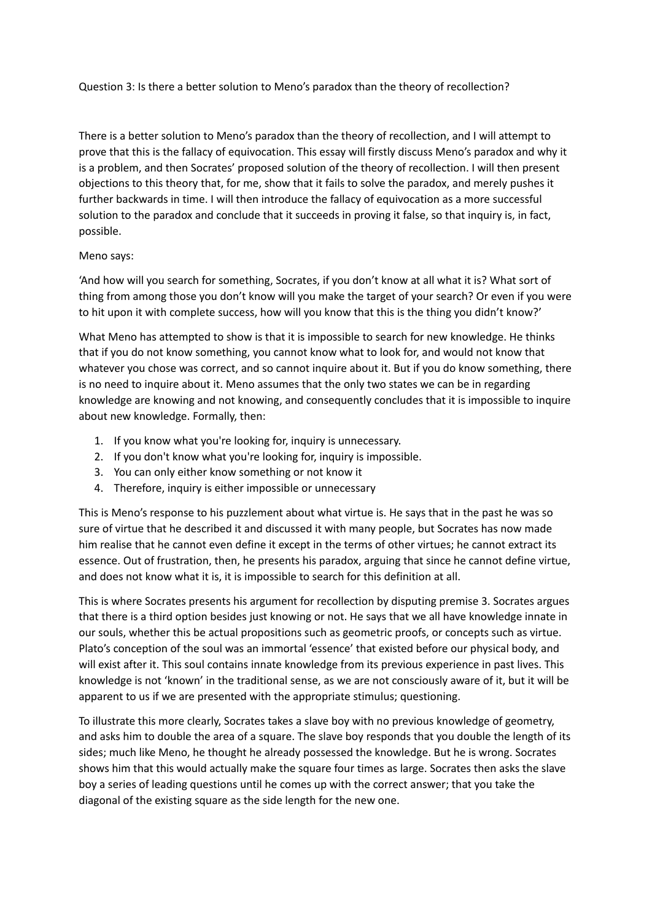Question 3: Is there a better solution to Meno's paradox than the theory of recollection?

There is a better solution to Meno's paradox than the theory of recollection, and I will attempt to prove that this is the fallacy of equivocation. This essay will firstly discuss Meno's paradox and why it is a problem, and then Socrates' proposed solution of the theory of recollection. I will then present objections to this theory that, for me, show that it fails to solve the paradox, and merely pushes it further backwards in time. I will then introduce the fallacy of equivocation as a more successful solution to the paradox and conclude that it succeeds in proving it false, so that inquiry is, in fact, possible.

Meno says:

'And how will you search for something, Socrates, if you don't know at all what it is? What sort of thing from among those you don't know will you make the target of your search? Or even if you were to hit upon it with complete success, how will you know that this is the thing you didn't know?'

What Meno has attempted to show is that it is impossible to search for new knowledge. He thinks that if you do not know something, you cannot know what to look for, and would not know that whatever you chose was correct, and so cannot inquire about it. But if you do know something, there is no need to inquire about it. Meno assumes that the only two states we can be in regarding knowledge are knowing and not knowing, and consequently concludes that it is impossible to inquire about new knowledge. Formally, then:

1. If you know what you're looking for, inquiry is unnecessary.
2. If you don't know what you're looking for, inquiry is impossible.
3. You can only either know something or not know it
4. Therefore, inquiry is either impossible or unnecessary

This is Meno's response to his puzzlement about what virtue is. He says that in the past he was so sure of virtue that he described it and discussed it with many people, but Socrates has now made him realise that he cannot even define it except in the terms of other virtues; he cannot extract its essence. Out of frustration, then, he presents his paradox, arguing that since he cannot define virtue, and does not know what it is, it is impossible to search for this definition at all.

This is where Socrates presents his argument for recollection by disputing premise 3. Socrates argues that there is a third option besides just knowing or not. He says that we all have knowledge innate in our souls, whether this be actual propositions such as geometric proofs, or concepts such as virtue. Plato's conception of the soul was an immortal 'essence' that existed before our physical body, and will exist after it. This soul contains innate knowledge from its previous experience in past lives. This knowledge is not 'known' in the traditional sense, as we are not consciously aware of it, but it will be apparent to us if we are presented with the appropriate stimulus; questioning.

To illustrate this more clearly, Socrates takes a slave boy with no previous knowledge of geometry, and asks him to double the area of a square. The slave boy responds that you double the length of its sides; much like Meno, he thought he already possessed the knowledge. But he is wrong. Socrates shows him that this would actually make the square four times as large. Socrates then asks the slave boy a series of leading questions until he comes up with the correct answer; that you take the diagonal of the existing square as the side length for the new one.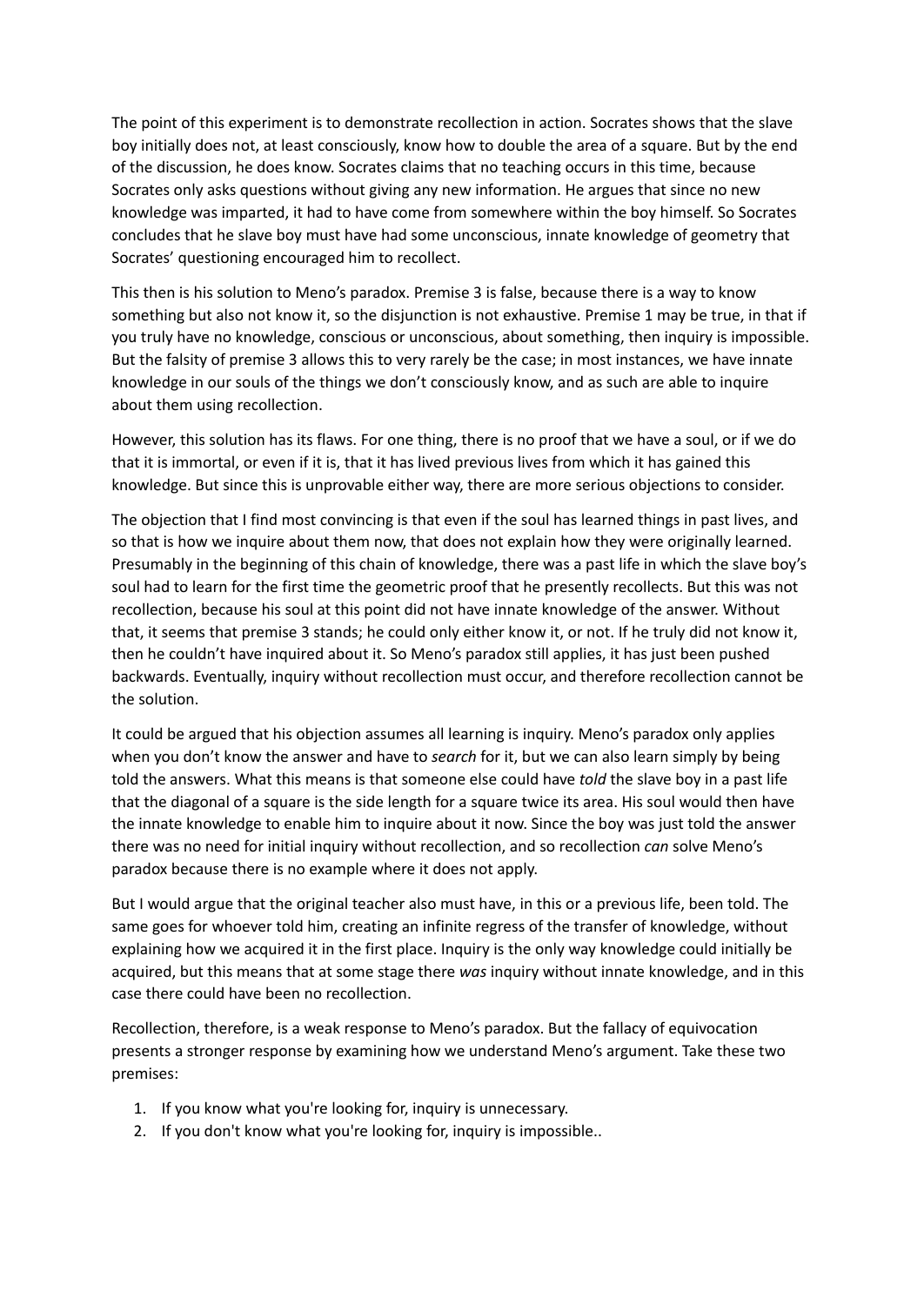The point of this experiment is to demonstrate recollection in action. Socrates shows that the slave boy initially does not, at least consciously, know how to double the area of a square. But by the end of the discussion, he does know. Socrates claims that no teaching occurs in this time, because Socrates only asks questions without giving any new information. He argues that since no new knowledge was imparted, it had to have come from somewhere within the boy himself. So Socrates concludes that he slave boy must have had some unconscious, innate knowledge of geometry that Socrates' questioning encouraged him to recollect.

This then is his solution to Meno's paradox. Premise 3 is false, because there is a way to know something but also not know it, so the disjunction is not exhaustive. Premise 1 may be true, in that if you truly have no knowledge, conscious or unconscious, about something, then inquiry is impossible. But the falsity of premise 3 allows this to very rarely be the case; in most instances, we have innate knowledge in our souls of the things we don't consciously know, and as such are able to inquire about them using recollection.

However, this solution has its flaws. For one thing, there is no proof that we have a soul, or if we do that it is immortal, or even if it is, that it has lived previous lives from which it has gained this knowledge. But since this is unprovable either way, there are more serious objections to consider.

The objection that I find most convincing is that even if the soul has learned things in past lives, and so that is how we inquire about them now, that does not explain how they were originally learned. Presumably in the beginning of this chain of knowledge, there was a past life in which the slave boy's soul had to learn for the first time the geometric proof that he presently recollects. But this was not recollection, because his soul at this point did not have innate knowledge of the answer. Without that, it seems that premise 3 stands; he could only either know it, or not. If he truly did not know it, then he couldn't have inquired about it. So Meno's paradox still applies, it has just been pushed backwards. Eventually, inquiry without recollection must occur, and therefore recollection cannot be the solution.

It could be argued that his objection assumes all learning is inquiry. Meno's paradox only applies when you don't know the answer and have to *search* for it, but we can also learn simply by being told the answers. What this means is that someone else could have *told* the slave boy in a past life that the diagonal of a square is the side length for a square twice its area. His soul would then have the innate knowledge to enable him to inquire about it now. Since the boy was just told the answer there was no need for initial inquiry without recollection, and so recollection *can* solve Meno's paradox because there is no example where it does not apply.

But I would argue that the original teacher also must have, in this or a previous life, been told. The same goes for whoever told him, creating an infinite regress of the transfer of knowledge, without explaining how we acquired it in the first place. Inquiry is the only way knowledge could initially be acquired, but this means that at some stage there *was* inquiry without innate knowledge, and in this case there could have been no recollection.

Recollection, therefore, is a weak response to Meno's paradox. But the fallacy of equivocation presents a stronger response by examining how we understand Meno's argument. Take these two premises:

1. If you know what you're looking for, inquiry is unnecessary.
2. If you don't know what you're looking for, inquiry is impossible..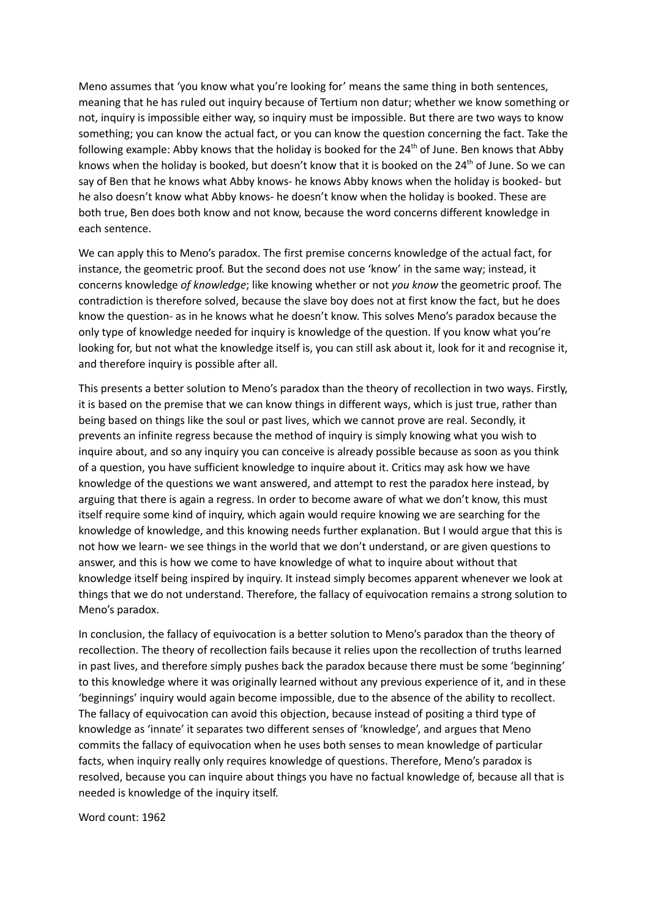Meno assumes that 'you know what you're looking for' means the same thing in both sentences, meaning that he has ruled out inquiry because of Tertium non datur; whether we know something or not, inquiry is impossible either way, so inquiry must be impossible. But there are two ways to know something; you can know the actual fact, or you can know the question concerning the fact. Take the following example: Abby knows that the holiday is booked for the 24th of June. Ben knows that Abby knows when the holiday is booked, but doesn't know that it is booked on the 24th of June. So we can say of Ben that he knows what Abby knows- he knows Abby knows when the holiday is booked- but he also doesn't know what Abby knows- he doesn't know when the holiday is booked. These are both true, Ben does both know and not know, because the word concerns different knowledge in each sentence.

We can apply this to Meno's paradox. The first premise concerns knowledge of the actual fact, for instance, the geometric proof. But the second does not use 'know' in the same way; instead, it concerns knowledge *of knowledge*; like knowing whether or not *you know* the geometric proof. The contradiction is therefore solved, because the slave boy does not at first know the fact, but he does know the question- as in he knows what he doesn't know. This solves Meno's paradox because the only type of knowledge needed for inquiry is knowledge of the question. If you know what you're looking for, but not what the knowledge itself is, you can still ask about it, look for it and recognise it, and therefore inquiry is possible after all.

This presents a better solution to Meno's paradox than the theory of recollection in two ways. Firstly, it is based on the premise that we can know things in different ways, which is just true, rather than being based on things like the soul or past lives, which we cannot prove are real. Secondly, it prevents an infinite regress because the method of inquiry is simply knowing what you wish to inquire about, and so any inquiry you can conceive is already possible because as soon as you think of a question, you have sufficient knowledge to inquire about it. Critics may ask how we have knowledge of the questions we want answered, and attempt to rest the paradox here instead, by arguing that there is again a regress. In order to become aware of what we don't know, this must itself require some kind of inquiry, which again would require knowing we are searching for the knowledge of knowledge, and this knowing needs further explanation. But I would argue that this is not how we learn- we see things in the world that we don't understand, or are given questions to answer, and this is how we come to have knowledge of what to inquire about without that knowledge itself being inspired by inquiry. It instead simply becomes apparent whenever we look at things that we do not understand. Therefore, the fallacy of equivocation remains a strong solution to Meno's paradox.

In conclusion, the fallacy of equivocation is a better solution to Meno's paradox than the theory of recollection. The theory of recollection fails because it relies upon the recollection of truths learned in past lives, and therefore simply pushes back the paradox because there must be some 'beginning' to this knowledge where it was originally learned without any previous experience of it, and in these 'beginnings' inquiry would again become impossible, due to the absence of the ability to recollect. The fallacy of equivocation can avoid this objection, because instead of positing a third type of knowledge as 'innate' it separates two different senses of 'knowledge', and argues that Meno commits the fallacy of equivocation when he uses both senses to mean knowledge of particular facts, when inquiry really only requires knowledge of questions. Therefore, Meno's paradox is resolved, because you can inquire about things you have no factual knowledge of, because all that is needed is knowledge of the inquiry itself.

Word count: 1962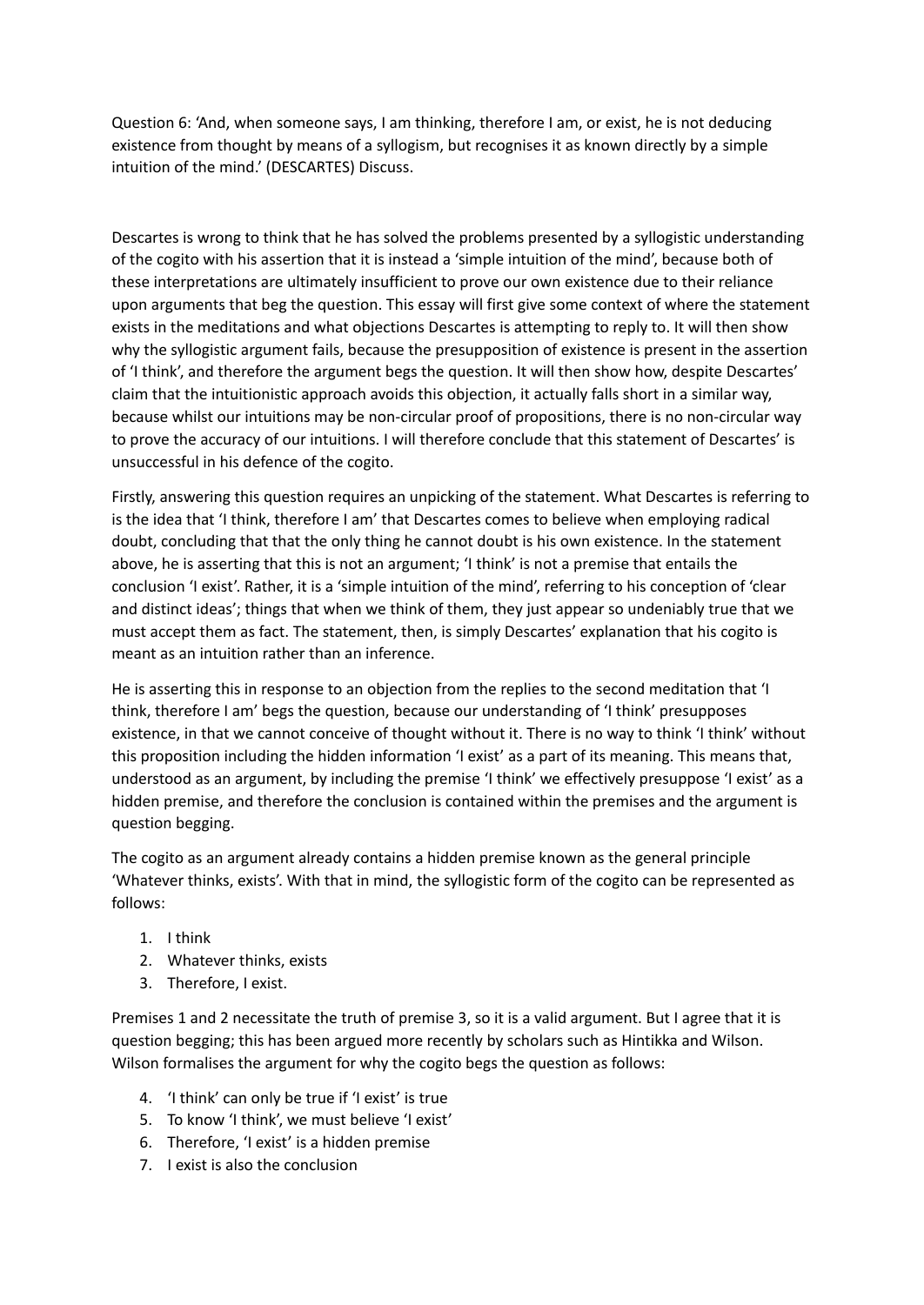Question 6: 'And, when someone says, I am thinking, therefore I am, or exist, he is not deducing existence from thought by means of a syllogism, but recognises it as known directly by a simple intuition of the mind.' (DESCARTES) Discuss.

Descartes is wrong to think that he has solved the problems presented by a syllogistic understanding of the cogito with his assertion that it is instead a 'simple intuition of the mind', because both of these interpretations are ultimately insufficient to prove our own existence due to their reliance upon arguments that beg the question. This essay will first give some context of where the statement exists in the meditations and what objections Descartes is attempting to reply to. It will then show why the syllogistic argument fails, because the presupposition of existence is present in the assertion of 'I think', and therefore the argument begs the question. It will then show how, despite Descartes' claim that the intuitionistic approach avoids this objection, it actually falls short in a similar way, because whilst our intuitions may be non-circular proof of propositions, there is no non-circular way to prove the accuracy of our intuitions. I will therefore conclude that this statement of Descartes' is unsuccessful in his defence of the cogito.

Firstly, answering this question requires an unpicking of the statement. What Descartes is referring to is the idea that 'I think, therefore I am' that Descartes comes to believe when employing radical doubt, concluding that that the only thing he cannot doubt is his own existence. In the statement above, he is asserting that this is not an argument; 'I think' is not a premise that entails the conclusion 'I exist'. Rather, it is a 'simple intuition of the mind', referring to his conception of 'clear and distinct ideas'; things that when we think of them, they just appear so undeniably true that we must accept them as fact. The statement, then, is simply Descartes' explanation that his cogito is meant as an intuition rather than an inference.

He is asserting this in response to an objection from the replies to the second meditation that 'I think, therefore I am' begs the question, because our understanding of 'I think' presupposes existence, in that we cannot conceive of thought without it. There is no way to think 'I think' without this proposition including the hidden information 'I exist' as a part of its meaning. This means that, understood as an argument, by including the premise 'I think' we effectively presuppose 'I exist' as a hidden premise, and therefore the conclusion is contained within the premises and the argument is question begging.

The cogito as an argument already contains a hidden premise known as the general principle 'Whatever thinks, exists'. With that in mind, the syllogistic form of the cogito can be represented as follows:

1. I think
2. Whatever thinks, exists
3. Therefore, I exist.

Premises 1 and 2 necessitate the truth of premise 3, so it is a valid argument. But I agree that it is question begging; this has been argued more recently by scholars such as Hintikka and Wilson. Wilson formalises the argument for why the cogito begs the question as follows:

4. 'I think' can only be true if 'I exist' is true
5. To know 'I think', we must believe 'I exist'
6. Therefore, 'I exist' is a hidden premise
7. I exist is also the conclusion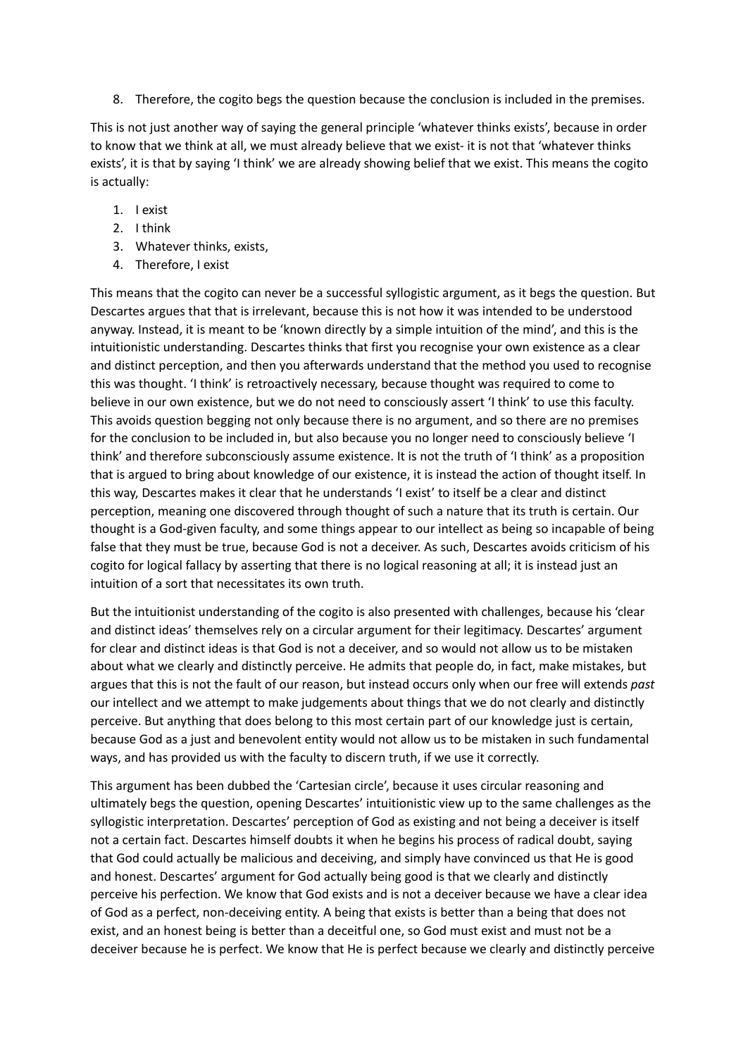8. Therefore, the cogito begs the question because the conclusion is included in the premises.

This is not just another way of saying the general principle 'whatever thinks exists', because in order to know that we think at all, we must already believe that we exist- it is not that 'whatever thinks exists', it is that by saying 'I think' we are already showing belief that we exist. This means the cogito is actually:

1. I exist
2. I think
3. Whatever thinks, exists,
4. Therefore, I exist

This means that the cogito can never be a successful syllogistic argument, as it begs the question. But Descartes argues that that is irrelevant, because this is not how it was intended to be understood anyway. Instead, it is meant to be 'known directly by a simple intuition of the mind', and this is the intuitionistic understanding. Descartes thinks that first you recognise your own existence as a clear and distinct perception, and then you afterwards understand that the method you used to recognise this was thought. 'I think' is retroactively necessary, because thought was required to come to believe in our own existence, but we do not need to consciously assert 'I think' to use this faculty. This avoids question begging not only because there is no argument, and so there are no premises for the conclusion to be included in, but also because you no longer need to consciously believe 'I think' and therefore subconsciously assume existence. It is not the truth of 'I think' as a proposition that is argued to bring about knowledge of our existence, it is instead the action of thought itself. In this way, Descartes makes it clear that he understands 'I exist' to itself be a clear and distinct perception, meaning one discovered through thought of such a nature that its truth is certain. Our thought is a God-given faculty, and some things appear to our intellect as being so incapable of being false that they must be true, because God is not a deceiver. As such, Descartes avoids criticism of his cogito for logical fallacy by asserting that there is no logical reasoning at all; it is instead just an intuition of a sort that necessitates its own truth.

But the intuitionist understanding of the cogito is also presented with challenges, because his 'clear and distinct ideas' themselves rely on a circular argument for their legitimacy. Descartes' argument for clear and distinct ideas is that God is not a deceiver, and so would not allow us to be mistaken about what we clearly and distinctly perceive. He admits that people do, in fact, make mistakes, but argues that this is not the fault of our reason, but instead occurs only when our free will extends *past* our intellect and we attempt to make judgements about things that we do not clearly and distinctly perceive. But anything that does belong to this most certain part of our knowledge just is certain, because God as a just and benevolent entity would not allow us to be mistaken in such fundamental ways, and has provided us with the faculty to discern truth, if we use it correctly.

This argument has been dubbed the 'Cartesian circle', because it uses circular reasoning and ultimately begs the question, opening Descartes' intuitionistic view up to the same challenges as the syllogistic interpretation. Descartes' perception of God as existing and not being a deceiver is itself not a certain fact. Descartes himself doubts it when he begins his process of radical doubt, saying that God could actually be malicious and deceiving, and simply have convinced us that He is good and honest. Descartes' argument for God actually being good is that we clearly and distinctly perceive his perfection. We know that God exists and is not a deceiver because we have a clear idea of God as a perfect, non-deceiving entity. A being that exists is better than a being that does not exist, and an honest being is better than a deceitful one, so God must exist and must not be a deceiver because he is perfect. We know that He is perfect because we clearly and distinctly perceive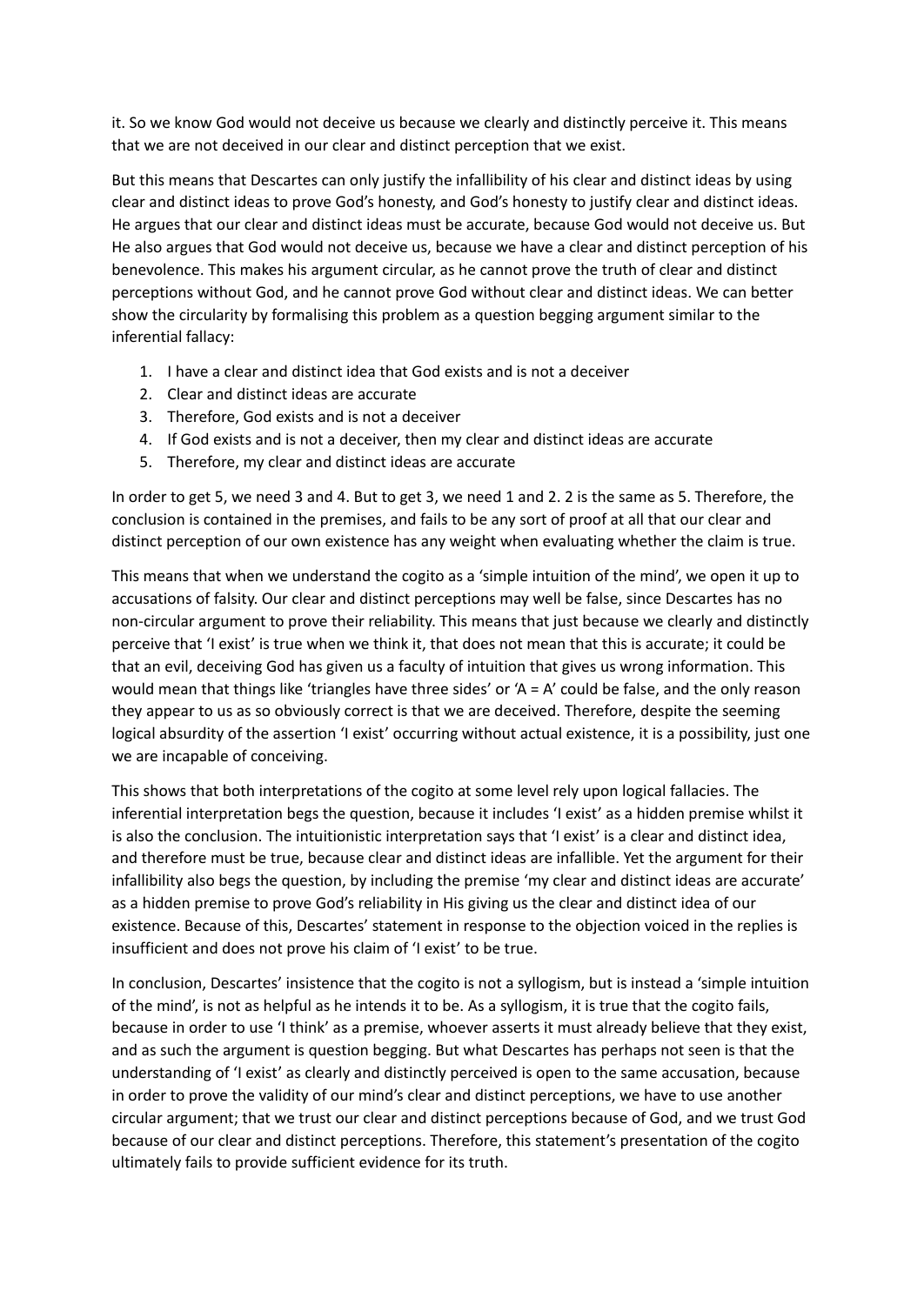it. So we know God would not deceive us because we clearly and distinctly perceive it. This means that we are not deceived in our clear and distinct perception that we exist.

But this means that Descartes can only justify the infallibility of his clear and distinct ideas by using clear and distinct ideas to prove God's honesty, and God's honesty to justify clear and distinct ideas. He argues that our clear and distinct ideas must be accurate, because God would not deceive us. But He also argues that God would not deceive us, because we have a clear and distinct perception of his benevolence. This makes his argument circular, as he cannot prove the truth of clear and distinct perceptions without God, and he cannot prove God without clear and distinct ideas. We can better show the circularity by formalising this problem as a question begging argument similar to the inferential fallacy:

1. I have a clear and distinct idea that God exists and is not a deceiver
2. Clear and distinct ideas are accurate
3. Therefore, God exists and is not a deceiver
4. If God exists and is not a deceiver, then my clear and distinct ideas are accurate
5. Therefore, my clear and distinct ideas are accurate

In order to get 5, we need 3 and 4. But to get 3, we need 1 and 2. 2 is the same as 5. Therefore, the conclusion is contained in the premises, and fails to be any sort of proof at all that our clear and distinct perception of our own existence has any weight when evaluating whether the claim is true.

This means that when we understand the cogito as a 'simple intuition of the mind', we open it up to accusations of falsity. Our clear and distinct perceptions may well be false, since Descartes has no non-circular argument to prove their reliability. This means that just because we clearly and distinctly perceive that 'I exist' is true when we think it, that does not mean that this is accurate; it could be that an evil, deceiving God has given us a faculty of intuition that gives us wrong information. This would mean that things like 'triangles have three sides' or 'A = A' could be false, and the only reason they appear to us as so obviously correct is that we are deceived. Therefore, despite the seeming logical absurdity of the assertion 'I exist' occurring without actual existence, it is a possibility, just one we are incapable of conceiving.

This shows that both interpretations of the cogito at some level rely upon logical fallacies. The inferential interpretation begs the question, because it includes 'I exist' as a hidden premise whilst it is also the conclusion. The intuitionistic interpretation says that 'I exist' is a clear and distinct idea, and therefore must be true, because clear and distinct ideas are infallible. Yet the argument for their infallibility also begs the question, by including the premise 'my clear and distinct ideas are accurate' as a hidden premise to prove God's reliability in His giving us the clear and distinct idea of our existence. Because of this, Descartes' statement in response to the objection voiced in the replies is insufficient and does not prove his claim of 'I exist' to be true.

In conclusion, Descartes' insistence that the cogito is not a syllogism, but is instead a 'simple intuition of the mind', is not as helpful as he intends it to be. As a syllogism, it is true that the cogito fails, because in order to use 'I think' as a premise, whoever asserts it must already believe that they exist, and as such the argument is question begging. But what Descartes has perhaps not seen is that the understanding of 'I exist' as clearly and distinctly perceived is open to the same accusation, because in order to prove the validity of our mind's clear and distinct perceptions, we have to use another circular argument; that we trust our clear and distinct perceptions because of God, and we trust God because of our clear and distinct perceptions. Therefore, this statement's presentation of the cogito ultimately fails to provide sufficient evidence for its truth.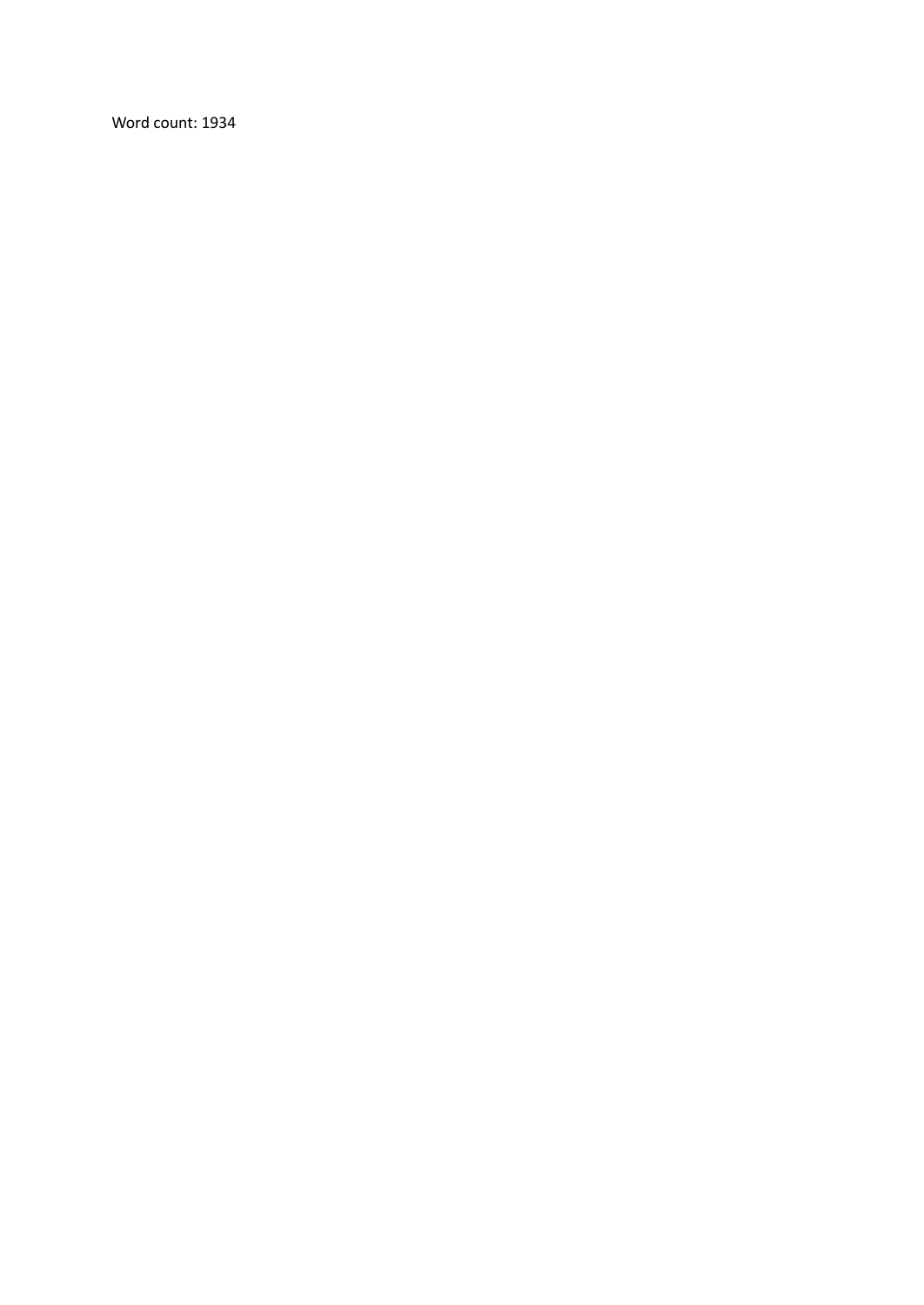Word count: 1934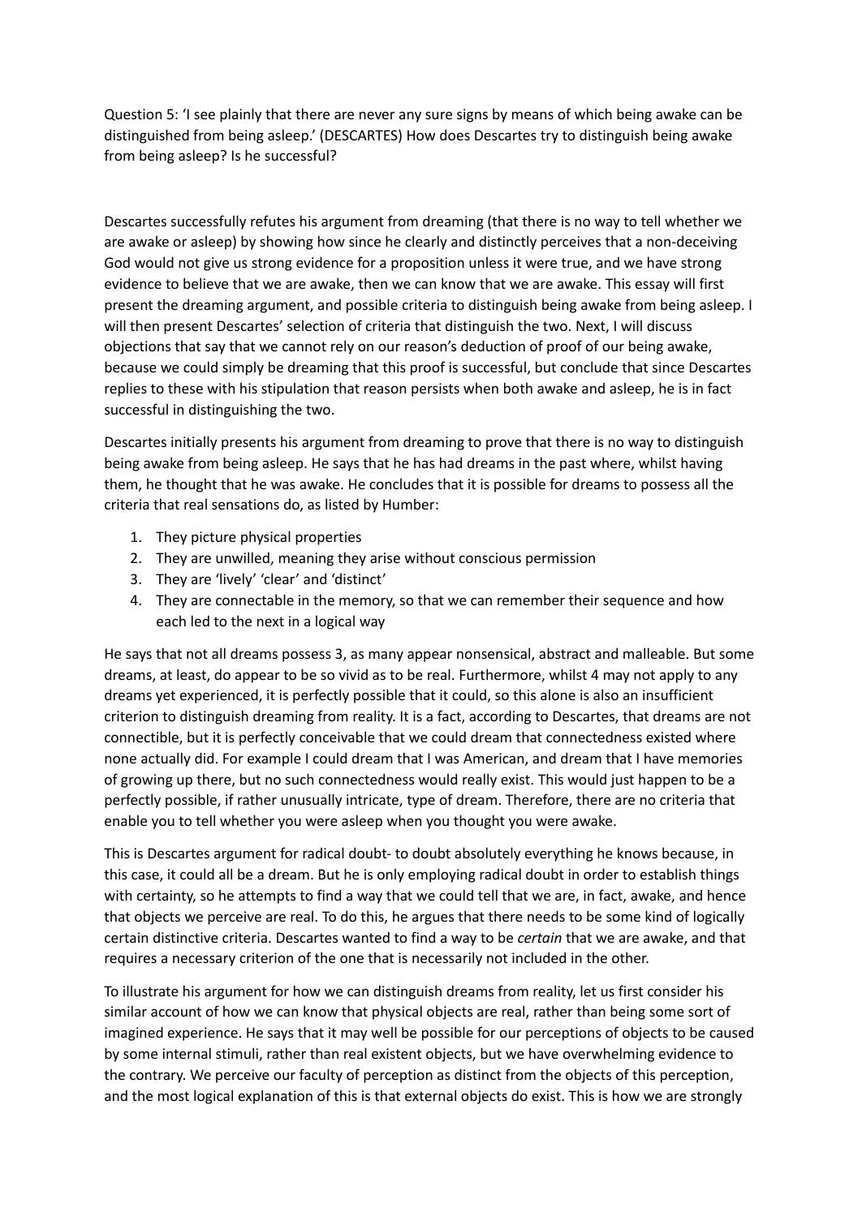Question 5: 'I see plainly that there are never any sure signs by means of which being awake can be distinguished from being asleep.' (DESCARTES) How does Descartes try to distinguish being awake from being asleep? Is he successful?

Descartes successfully refutes his argument from dreaming (that there is no way to tell whether we are awake or asleep) by showing how since he clearly and distinctly perceives that a non-deceiving God would not give us strong evidence for a proposition unless it were true, and we have strong evidence to believe that we are awake, then we can know that we are awake. This essay will first present the dreaming argument, and possible criteria to distinguish being awake from being asleep. I will then present Descartes' selection of criteria that distinguish the two. Next, I will discuss objections that say that we cannot rely on our reason's deduction of proof of our being awake, because we could simply be dreaming that this proof is successful, but conclude that since Descartes replies to these with his stipulation that reason persists when both awake and asleep, he is in fact successful in distinguishing the two.

Descartes initially presents his argument from dreaming to prove that there is no way to distinguish being awake from being asleep. He says that he has had dreams in the past where, whilst having them, he thought that he was awake. He concludes that it is possible for dreams to possess all the criteria that real sensations do, as listed by Humber:

1. They picture physical properties
2. They are unwilled, meaning they arise without conscious permission
3. They are 'lively' 'clear' and 'distinct'
4. They are connectable in the memory, so that we can remember their sequence and how each led to the next in a logical way

He says that not all dreams possess 3, as many appear nonsensical, abstract and malleable. But some dreams, at least, do appear to be so vivid as to be real. Furthermore, whilst 4 may not apply to any dreams yet experienced, it is perfectly possible that it could, so this alone is also an insufficient criterion to distinguish dreaming from reality. It is a fact, according to Descartes, that dreams are not connectible, but it is perfectly conceivable that we could dream that connectedness existed where none actually did. For example I could dream that I was American, and dream that I have memories of growing up there, but no such connectedness would really exist. This would just happen to be a perfectly possible, if rather unusually intricate, type of dream. Therefore, there are no criteria that enable you to tell whether you were asleep when you thought you were awake.

This is Descartes argument for radical doubt- to doubt absolutely everything he knows because, in this case, it could all be a dream. But he is only employing radical doubt in order to establish things with certainty, so he attempts to find a way that we could tell that we are, in fact, awake, and hence that objects we perceive are real. To do this, he argues that there needs to be some kind of logically certain distinctive criteria. Descartes wanted to find a way to be *certain* that we are awake, and that requires a necessary criterion of the one that is necessarily not included in the other.

To illustrate his argument for how we can distinguish dreams from reality, let us first consider his similar account of how we can know that physical objects are real, rather than being some sort of imagined experience. He says that it may well be possible for our perceptions of objects to be caused by some internal stimuli, rather than real existent objects, but we have overwhelming evidence to the contrary. We perceive our faculty of perception as distinct from the objects of this perception, and the most logical explanation of this is that external objects do exist. This is how we are strongly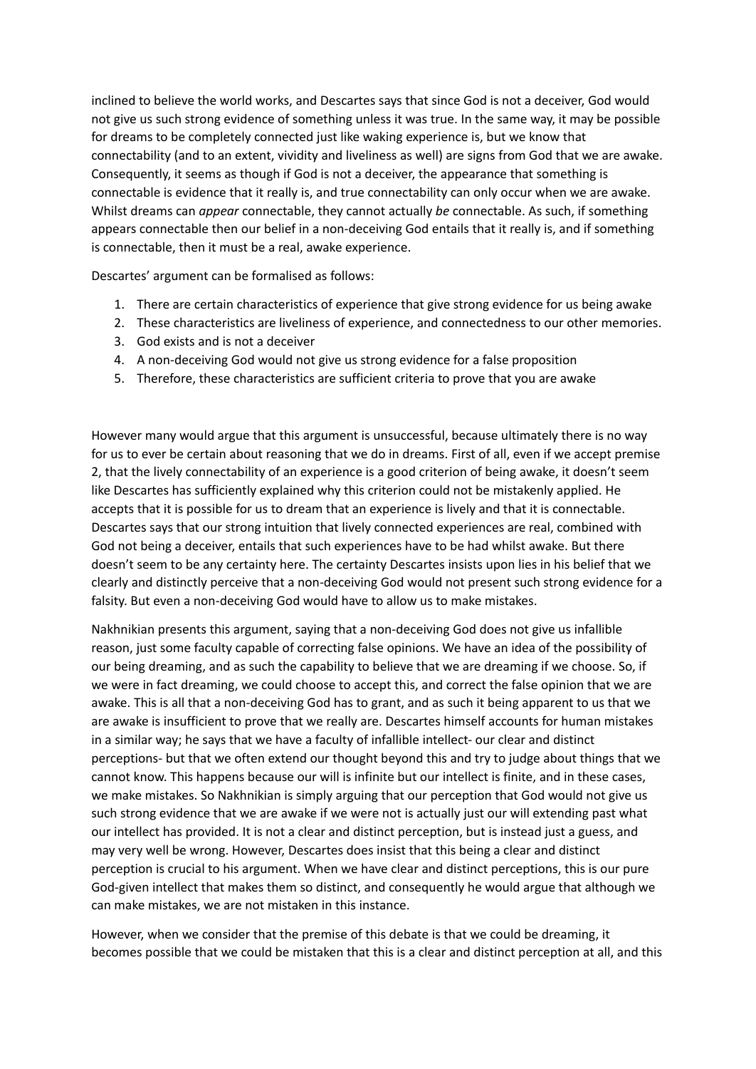inclined to believe the world works, and Descartes says that since God is not a deceiver, God would not give us such strong evidence of something unless it was true. In the same way, it may be possible for dreams to be completely connected just like waking experience is, but we know that connectability (and to an extent, vividity and liveliness as well) are signs from God that we are awake. Consequently, it seems as though if God is not a deceiver, the appearance that something is connectable is evidence that it really is, and true connectability can only occur when we are awake. Whilst dreams can *appear* connectable, they cannot actually *be* connectable. As such, if something appears connectable then our belief in a non-deceiving God entails that it really is, and if something is connectable, then it must be a real, awake experience.

Descartes' argument can be formalised as follows:

1. There are certain characteristics of experience that give strong evidence for us being awake
2. These characteristics are liveliness of experience, and connectedness to our other memories.
3. God exists and is not a deceiver
4. A non-deceiving God would not give us strong evidence for a false proposition
5. Therefore, these characteristics are sufficient criteria to prove that you are awake

However many would argue that this argument is unsuccessful, because ultimately there is no way for us to ever be certain about reasoning that we do in dreams. First of all, even if we accept premise 2, that the lively connectability of an experience is a good criterion of being awake, it doesn't seem like Descartes has sufficiently explained why this criterion could not be mistakenly applied. He accepts that it is possible for us to dream that an experience is lively and that it is connectable. Descartes says that our strong intuition that lively connected experiences are real, combined with God not being a deceiver, entails that such experiences have to be had whilst awake. But there doesn't seem to be any certainty here. The certainty Descartes insists upon lies in his belief that we clearly and distinctly perceive that a non-deceiving God would not present such strong evidence for a falsity. But even a non-deceiving God would have to allow us to make mistakes.

Nakhnikian presents this argument, saying that a non-deceiving God does not give us infallible reason, just some faculty capable of correcting false opinions. We have an idea of the possibility of our being dreaming, and as such the capability to believe that we are dreaming if we choose. So, if we were in fact dreaming, we could choose to accept this, and correct the false opinion that we are awake. This is all that a non-deceiving God has to grant, and as such it being apparent to us that we are awake is insufficient to prove that we really are. Descartes himself accounts for human mistakes in a similar way; he says that we have a faculty of infallible intellect- our clear and distinct perceptions- but that we often extend our thought beyond this and try to judge about things that we cannot know. This happens because our will is infinite but our intellect is finite, and in these cases, we make mistakes. So Nakhnikian is simply arguing that our perception that God would not give us such strong evidence that we are awake if we were not is actually just our will extending past what our intellect has provided. It is not a clear and distinct perception, but is instead just a guess, and may very well be wrong. However, Descartes does insist that this being a clear and distinct perception is crucial to his argument. When we have clear and distinct perceptions, this is our pure God-given intellect that makes them so distinct, and consequently he would argue that although we can make mistakes, we are not mistaken in this instance.

However, when we consider that the premise of this debate is that we could be dreaming, it becomes possible that we could be mistaken that this is a clear and distinct perception at all, and this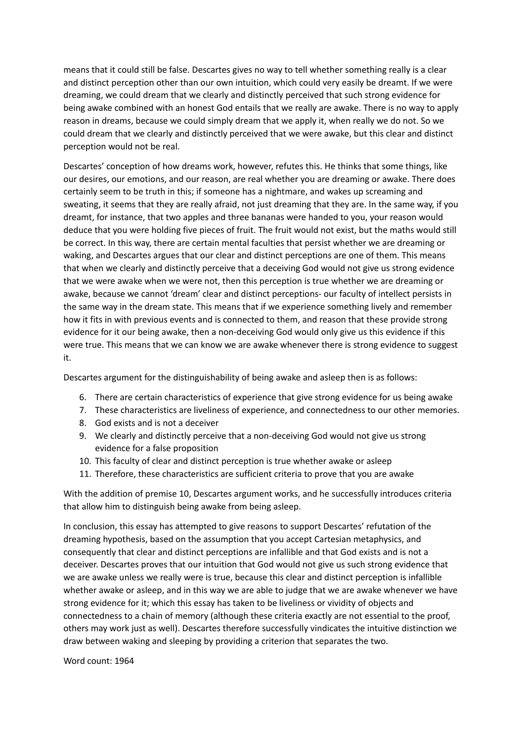means that it could still be false. Descartes gives no way to tell whether something really is a clear and distinct perception other than our own intuition, which could very easily be dreamt. If we were dreaming, we could dream that we clearly and distinctly perceived that such strong evidence for being awake combined with an honest God entails that we really are awake. There is no way to apply reason in dreams, because we could simply dream that we apply it, when really we do not. So we could dream that we clearly and distinctly perceived that we were awake, but this clear and distinct perception would not be real.

Descartes' conception of how dreams work, however, refutes this. He thinks that some things, like our desires, our emotions, and our reason, are real whether you are dreaming or awake. There does certainly seem to be truth in this; if someone has a nightmare, and wakes up screaming and sweating, it seems that they are really afraid, not just dreaming that they are. In the same way, if you dreamt, for instance, that two apples and three bananas were handed to you, your reason would deduce that you were holding five pieces of fruit. The fruit would not exist, but the maths would still be correct. In this way, there are certain mental faculties that persist whether we are dreaming or waking, and Descartes argues that our clear and distinct perceptions are one of them. This means that when we clearly and distinctly perceive that a deceiving God would not give us strong evidence that we were awake when we were not, then this perception is true whether we are dreaming or awake, because we cannot 'dream' clear and distinct perceptions- our faculty of intellect persists in the same way in the dream state. This means that if we experience something lively and remember how it fits in with previous events and is connected to them, and reason that these provide strong evidence for it our being awake, then a non-deceiving God would only give us this evidence if this were true. This means that we can know we are awake whenever there is strong evidence to suggest it.

Descartes argument for the distinguishability of being awake and asleep then is as follows:

6. There are certain characteristics of experience that give strong evidence for us being awake
7. These characteristics are liveliness of experience, and connectedness to our other memories.
8. God exists and is not a deceiver
9. We clearly and distinctly perceive that a non-deceiving God would not give us strong evidence for a false proposition
10. This faculty of clear and distinct perception is true whether awake or asleep
11. Therefore, these characteristics are sufficient criteria to prove that you are awake

With the addition of premise 10, Descartes argument works, and he successfully introduces criteria that allow him to distinguish being awake from being asleep.

In conclusion, this essay has attempted to give reasons to support Descartes' refutation of the dreaming hypothesis, based on the assumption that you accept Cartesian metaphysics, and consequently that clear and distinct perceptions are infallible and that God exists and is not a deceiver. Descartes proves that our intuition that God would not give us such strong evidence that we are awake unless we really were is true, because this clear and distinct perception is infallible whether awake or asleep, and in this way we are able to judge that we are awake whenever we have strong evidence for it; which this essay has taken to be liveliness or vividity of objects and connectedness to a chain of memory (although these criteria exactly are not essential to the proof, others may work just as well). Descartes therefore successfully vindicates the intuitive distinction we draw between waking and sleeping by providing a criterion that separates the two.

Word count: 1964